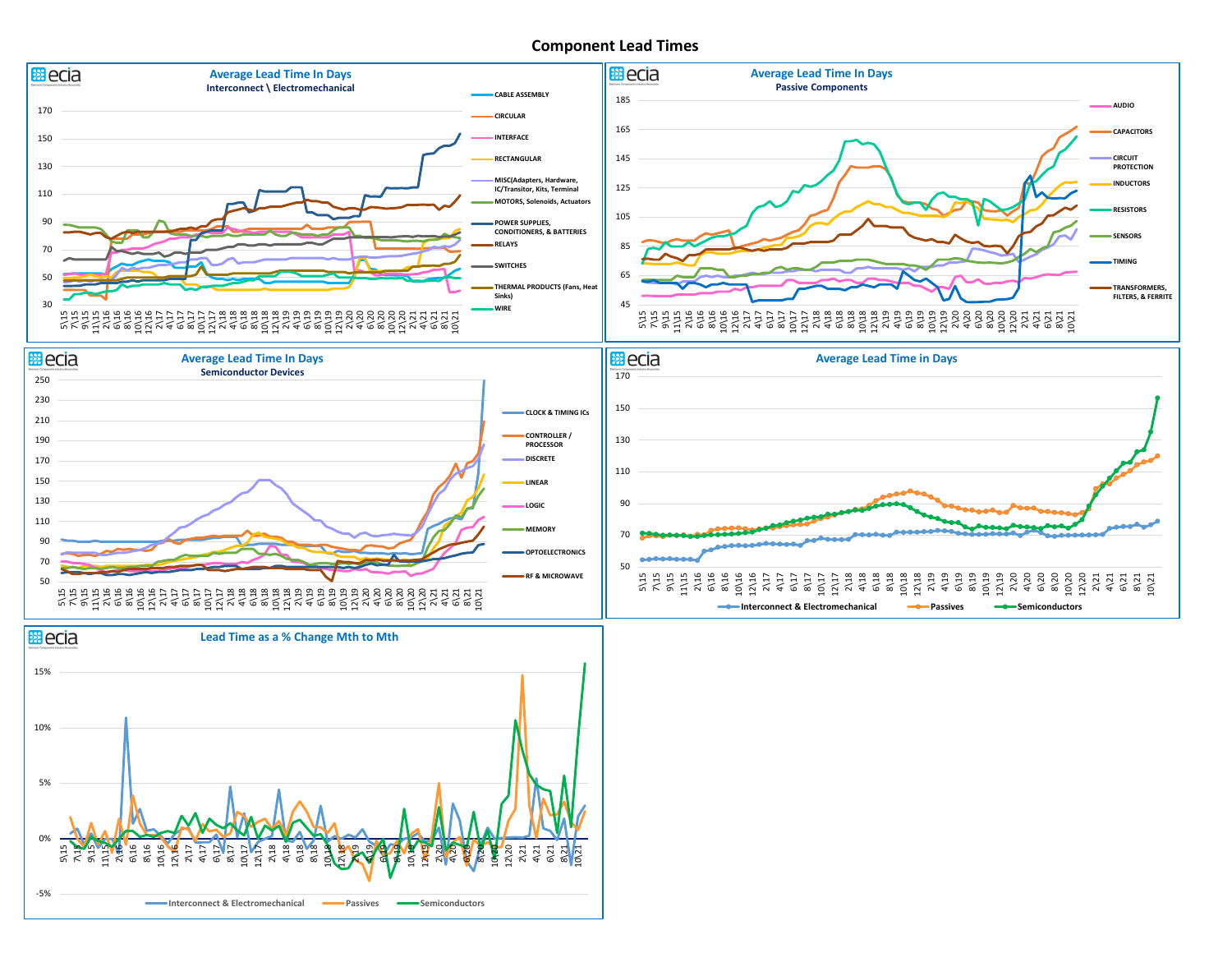# Component Lead Times

## Average Lead Time In Days
### Interconnect \ Electromechanical

Series: CABLE ASSEMBLY; CIRCULAR; INTERFACE; RECTANGULAR; MISC(Adapters, Hardware, IC/Transitor, Kits, Terminal; MOTORS, Solenoids, Actuators; POWER SUPPLIES, CONDITIONERS, & BATTERIES; RELAYS; SWITCHES; THERMAL PRODUCTS (Fans, Heat Sinks); WIRE

## Average Lead Time In Days
### Passive Components

Series: AUDIO; CAPACITORS; CIRCUIT PROTECTION; INDUCTORS; RESISTORS; SENSORS; TIMING; TRANSFORMERS, FILTERS, & FERRITE

## Average Lead Time In Days
### Semiconductor Devices

Series: CLOCK & TIMING ICs; CONTROLLER / PROCESSOR; DISCRETE; LINEAR; LOGIC; MEMORY; OPTOELECTRONICS; RF & MICROWAVE

## Average Lead Time in Days

Series: Interconnect & Electromechanical; Passives; Semiconductors

## Lead Time as a % Change Mth to Mth

Series: Interconnect & Electromechanical; Passives; Semiconductors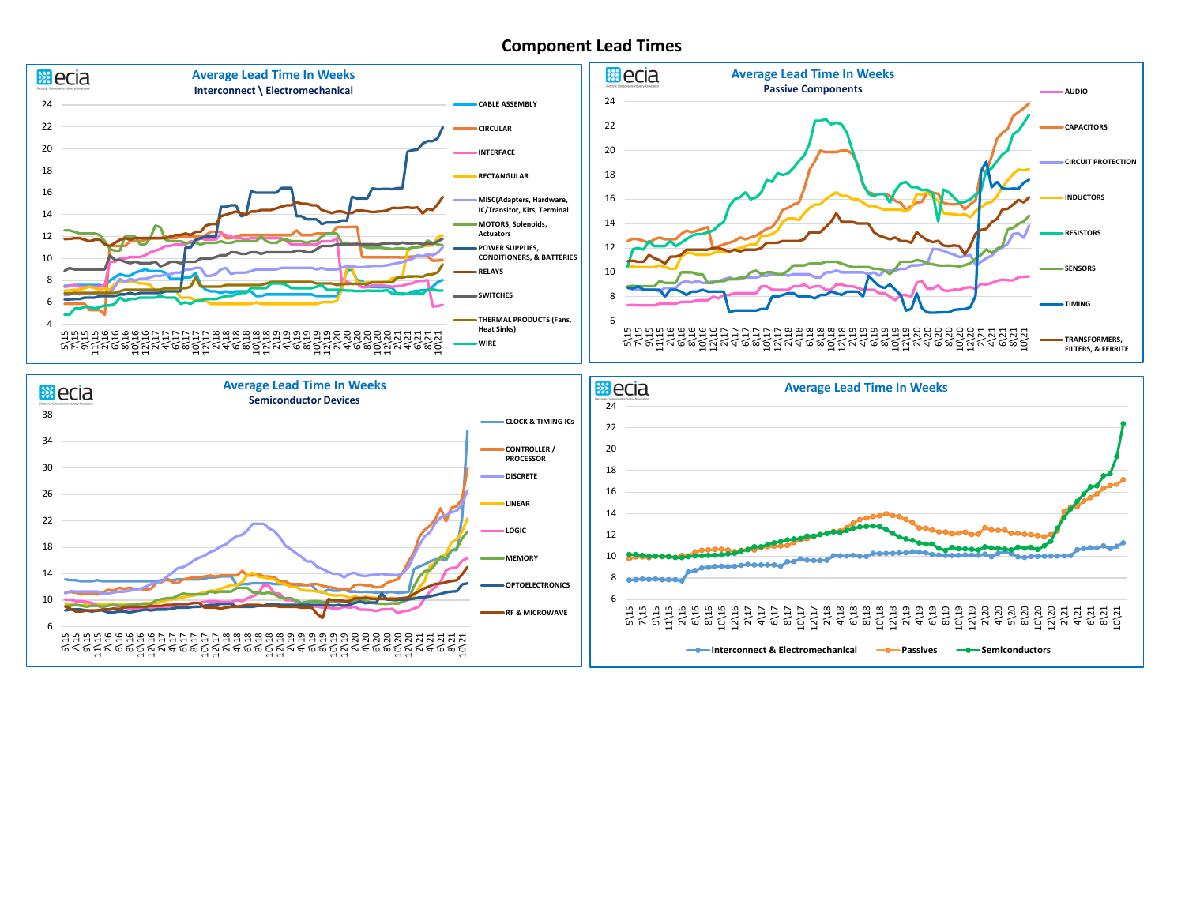# Component Lead Times

ecia
Electronic Components Industry Association

**Average Lead Time In Weeks**
**Interconnect \ Electromechanical**

24
22
20
18
16
14
12
10
8
6
4

5\15 7\15 9\15 11\15 2\16 6\16 8\16 10\16 12\16 2\17 4\17 6\17 8\17 10\17 12\17 2\18 4\18 6\18 8\18 10\18 12\18 2\19 4\19 6\19 8\19 10\19 12\19 2\20 4\20 6\20 8\20 10\20 12\20 2\21 4\21 6\21 8\21 10\21

CABLE ASSEMBLY
CIRCULAR
INTERFACE
RECTANGULAR
MISC(Adapters, Hardware, IC/Transitor, Kits, Terminal
MOTORS, Solenoids, Actuators
POWER SUPPLIES, CONDITIONERS, & BATTERIES
RELAYS
SWITCHES
THERMAL PRODUCTS (Fans, Heat Sinks)
WIRE

ecia
Electronic Components Industry Association

**Average Lead Time In Weeks**
**Passive Components**

24
22
20
18
16
14
12
10
8
6

5\15 7\15 9\15 11\15 2\16 6\16 8\16 10\16 12\16 2\17 4\17 6\17 8\17 10\17 12\17 2\18 4\18 6\18 8\18 10\18 12\18 2\19 4\19 6\19 8\19 10\19 12\19 2\20 4\20 6\20 8\20 10\20 12\20 2\21 4\21 6\21 8\21 10\21

AUDIO
CAPACITORS
CIRCUIT PROTECTION
INDUCTORS
RESISTORS
SENSORS
TIMING
TRANSFORMERS, FILTERS, & FERRITE

ecia
Electronic Components Industry Association

**Average Lead Time In Weeks**
**Semiconductor Devices**

38
34
30
26
22
18
14
10
6

5\15 7\15 9\15 11\15 2\16 6\16 8\16 10\16 12\16 2\17 4\17 6\17 8\17 10\17 12\17 2\18 4\18 6\18 8\18 10\18 12\18 2\19 4\19 6\19 8\19 10\19 12\19 2\20 4\20 6\20 8\20 10\20 12\20 2\21 4\21 6\21 8\21 10\21

CLOCK & TIMING ICs
CONTROLLER / PROCESSOR
DISCRETE
LINEAR
LOGIC
MEMORY
OPTOELECTRONICS
RF & MICROWAVE

ecia
Electronic Components Industry Association

**Average Lead Time In Weeks**

24
22
20
18
16
14
12
10
8
6

5\15 7\15 9\15 11\15 2\16 6\16 8\16 10\16 12\16 2\17 4\17 6\17 8\17 10\17 12\17 2\18 4\18 6\18 8\18 10\18 12\18 2\19 4\19 6\19 8\19 10\19 12\19 2\20 4\20 5\20 8\20 10\20 12\20 2\21 4\21 6\21 8\21 10\21

Interconnect & Electromechanical
Passives
Semiconductors